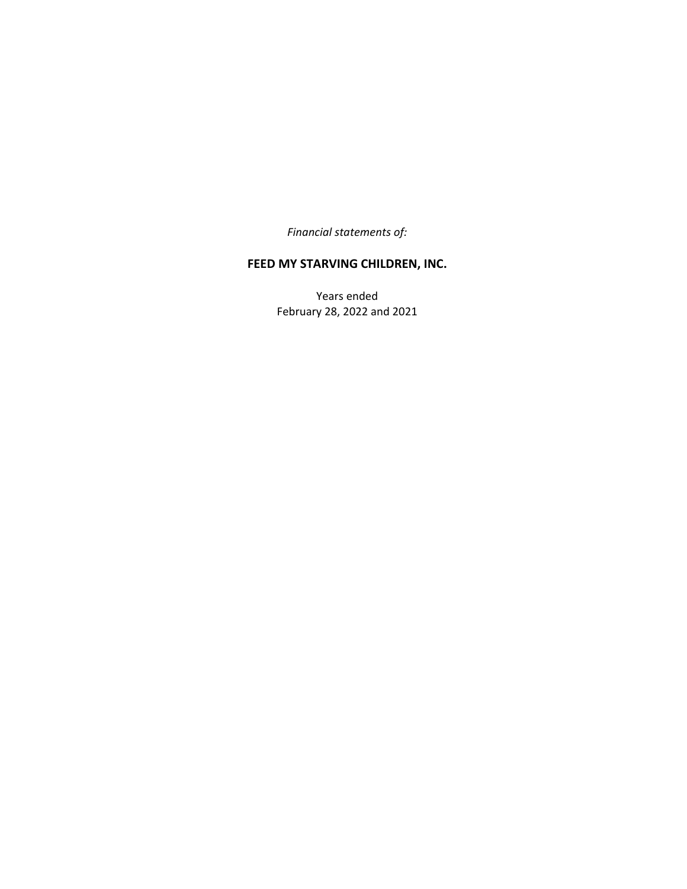*Financial statements of:*

# FEED MY STARVING CHILDREN, INC.

Years ended
February 28, 2022 and 2021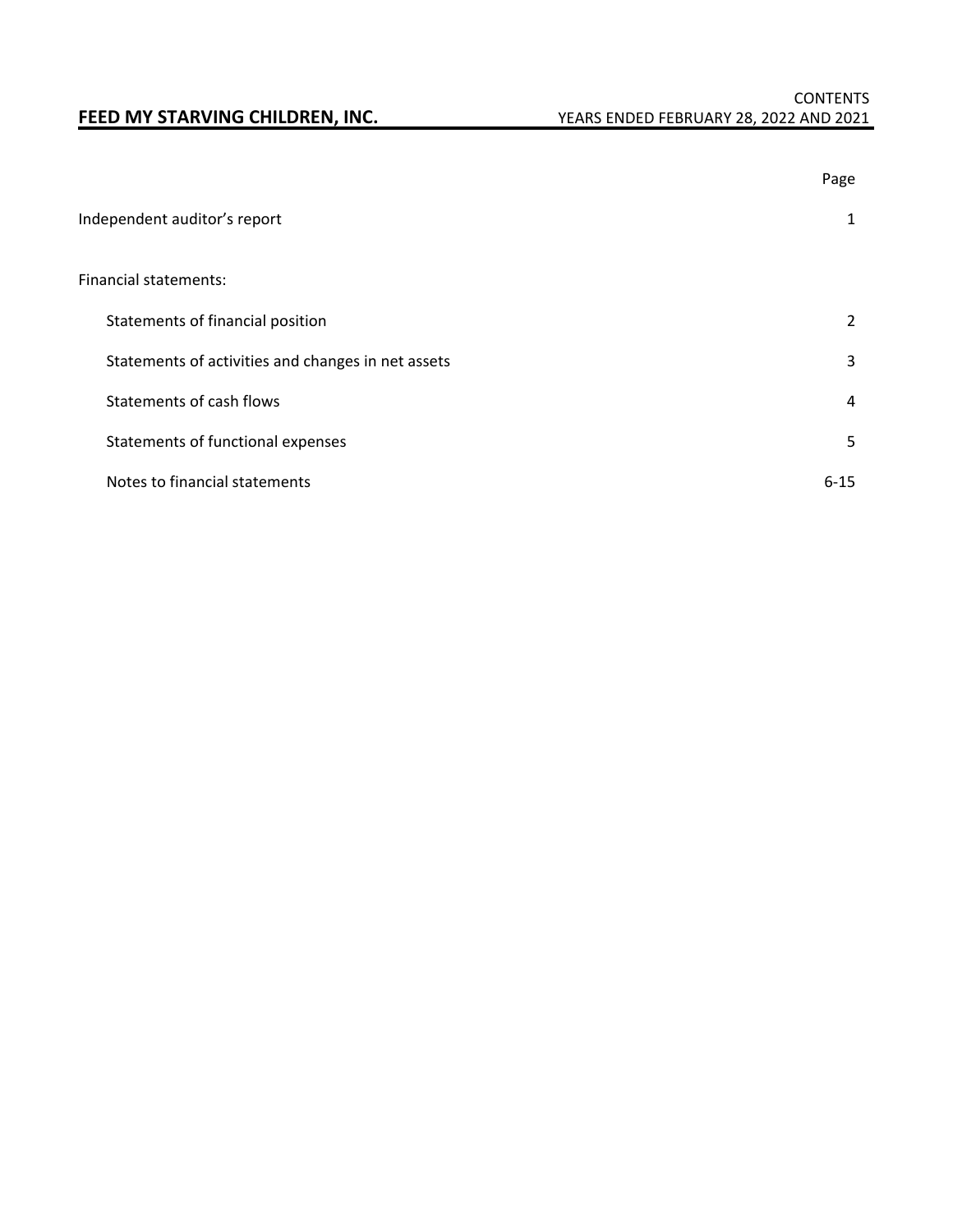# FEED MY STARVING CHILDREN, INC.

CONTENTS
YEARS ENDED FEBRUARY 28, 2022 AND 2021

| | Page |
|---|---|
| Independent auditor's report | 1 |
| Financial statements: | |
| Statements of financial position | 2 |
| Statements of activities and changes in net assets | 3 |
| Statements of cash flows | 4 |
| Statements of functional expenses | 5 |
| Notes to financial statements | 6-15 |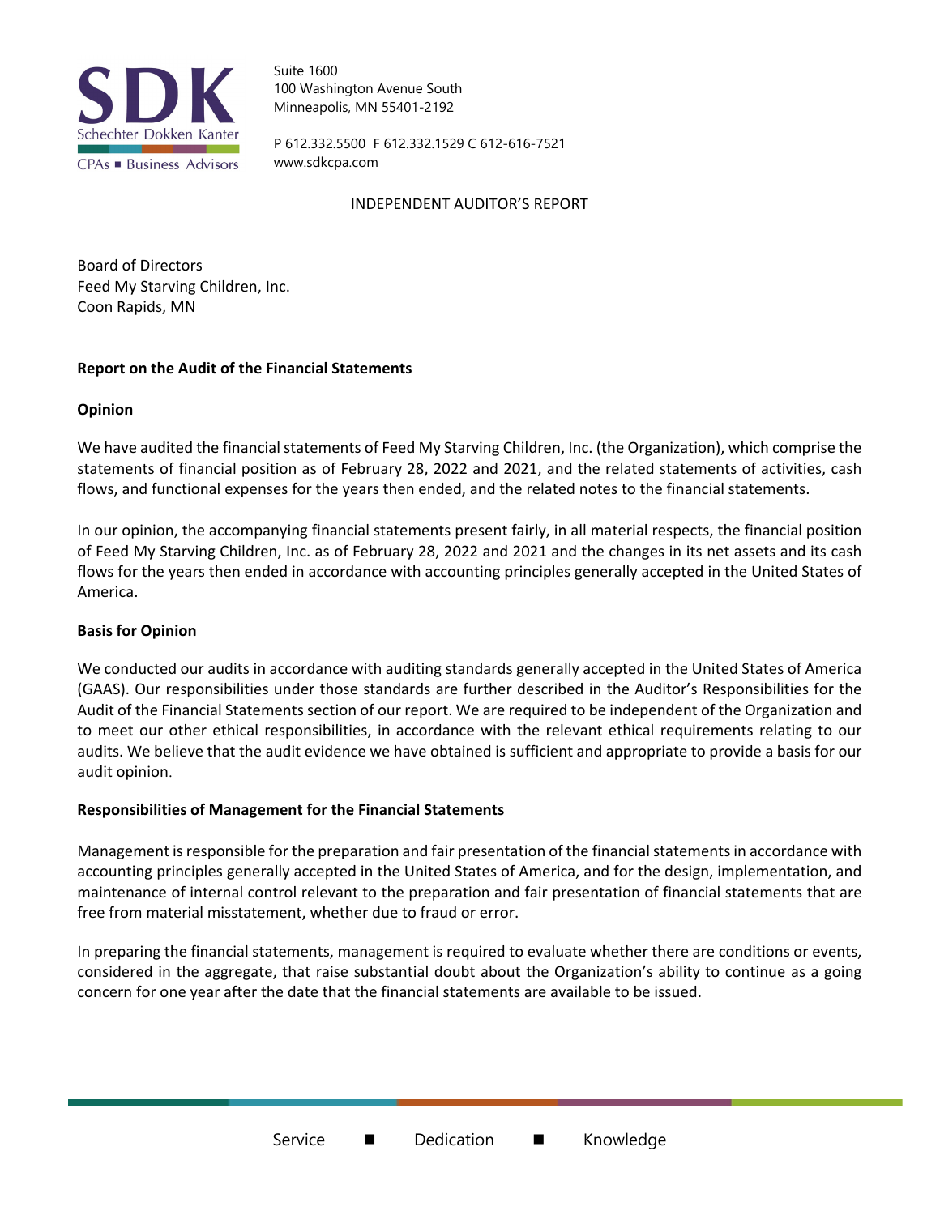Suite 1600
100 Washington Avenue South
Minneapolis, MN 55401-2192

P 612.332.5500 F 612.332.1529 C 612-616-7521
www.sdkcpa.com

INDEPENDENT AUDITOR'S REPORT

Board of Directors
Feed My Starving Children, Inc.
Coon Rapids, MN

**Report on the Audit of the Financial Statements**

**Opinion**

We have audited the financial statements of Feed My Starving Children, Inc. (the Organization), which comprise the statements of financial position as of February 28, 2022 and 2021, and the related statements of activities, cash flows, and functional expenses for the years then ended, and the related notes to the financial statements.

In our opinion, the accompanying financial statements present fairly, in all material respects, the financial position of Feed My Starving Children, Inc. as of February 28, 2022 and 2021 and the changes in its net assets and its cash flows for the years then ended in accordance with accounting principles generally accepted in the United States of America.

**Basis for Opinion**

We conducted our audits in accordance with auditing standards generally accepted in the United States of America (GAAS). Our responsibilities under those standards are further described in the Auditor's Responsibilities for the Audit of the Financial Statements section of our report. We are required to be independent of the Organization and to meet our other ethical responsibilities, in accordance with the relevant ethical requirements relating to our audits. We believe that the audit evidence we have obtained is sufficient and appropriate to provide a basis for our audit opinion.

**Responsibilities of Management for the Financial Statements**

Management is responsible for the preparation and fair presentation of the financial statements in accordance with accounting principles generally accepted in the United States of America, and for the design, implementation, and maintenance of internal control relevant to the preparation and fair presentation of financial statements that are free from material misstatement, whether due to fraud or error.

In preparing the financial statements, management is required to evaluate whether there are conditions or events, considered in the aggregate, that raise substantial doubt about the Organization's ability to continue as a going concern for one year after the date that the financial statements are available to be issued.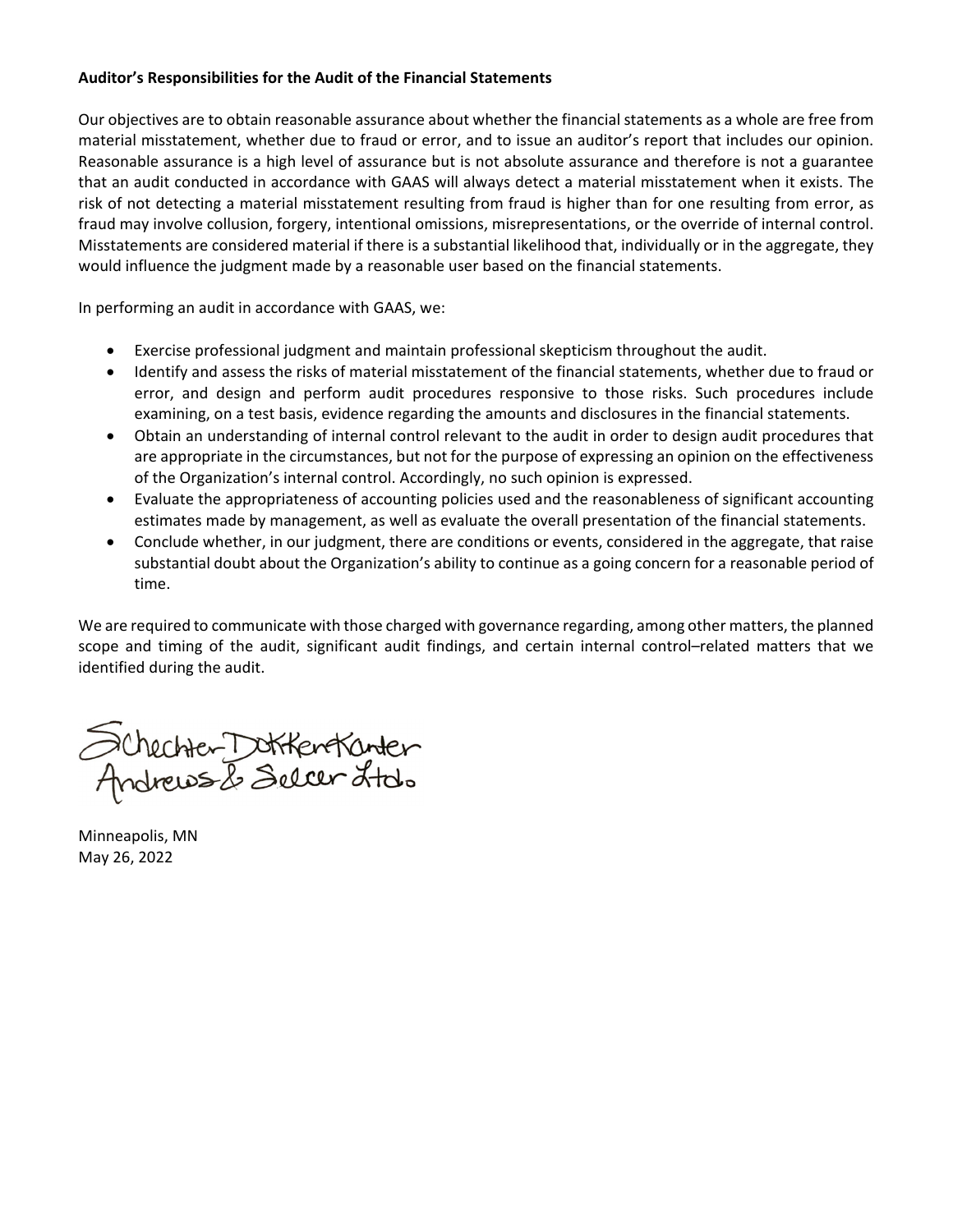**Auditor's Responsibilities for the Audit of the Financial Statements**

Our objectives are to obtain reasonable assurance about whether the financial statements as a whole are free from material misstatement, whether due to fraud or error, and to issue an auditor's report that includes our opinion. Reasonable assurance is a high level of assurance but is not absolute assurance and therefore is not a guarantee that an audit conducted in accordance with GAAS will always detect a material misstatement when it exists. The risk of not detecting a material misstatement resulting from fraud is higher than for one resulting from error, as fraud may involve collusion, forgery, intentional omissions, misrepresentations, or the override of internal control. Misstatements are considered material if there is a substantial likelihood that, individually or in the aggregate, they would influence the judgment made by a reasonable user based on the financial statements.

In performing an audit in accordance with GAAS, we:

- Exercise professional judgment and maintain professional skepticism throughout the audit.
- Identify and assess the risks of material misstatement of the financial statements, whether due to fraud or error, and design and perform audit procedures responsive to those risks. Such procedures include examining, on a test basis, evidence regarding the amounts and disclosures in the financial statements.
- Obtain an understanding of internal control relevant to the audit in order to design audit procedures that are appropriate in the circumstances, but not for the purpose of expressing an opinion on the effectiveness of the Organization's internal control. Accordingly, no such opinion is expressed.
- Evaluate the appropriateness of accounting policies used and the reasonableness of significant accounting estimates made by management, as well as evaluate the overall presentation of the financial statements.
- Conclude whether, in our judgment, there are conditions or events, considered in the aggregate, that raise substantial doubt about the Organization's ability to continue as a going concern for a reasonable period of time.

We are required to communicate with those charged with governance regarding, among other matters, the planned scope and timing of the audit, significant audit findings, and certain internal control–related matters that we identified during the audit.

Schechter Dokken Kanter Andrews & Selcer Ltd.

Minneapolis, MN
May 26, 2022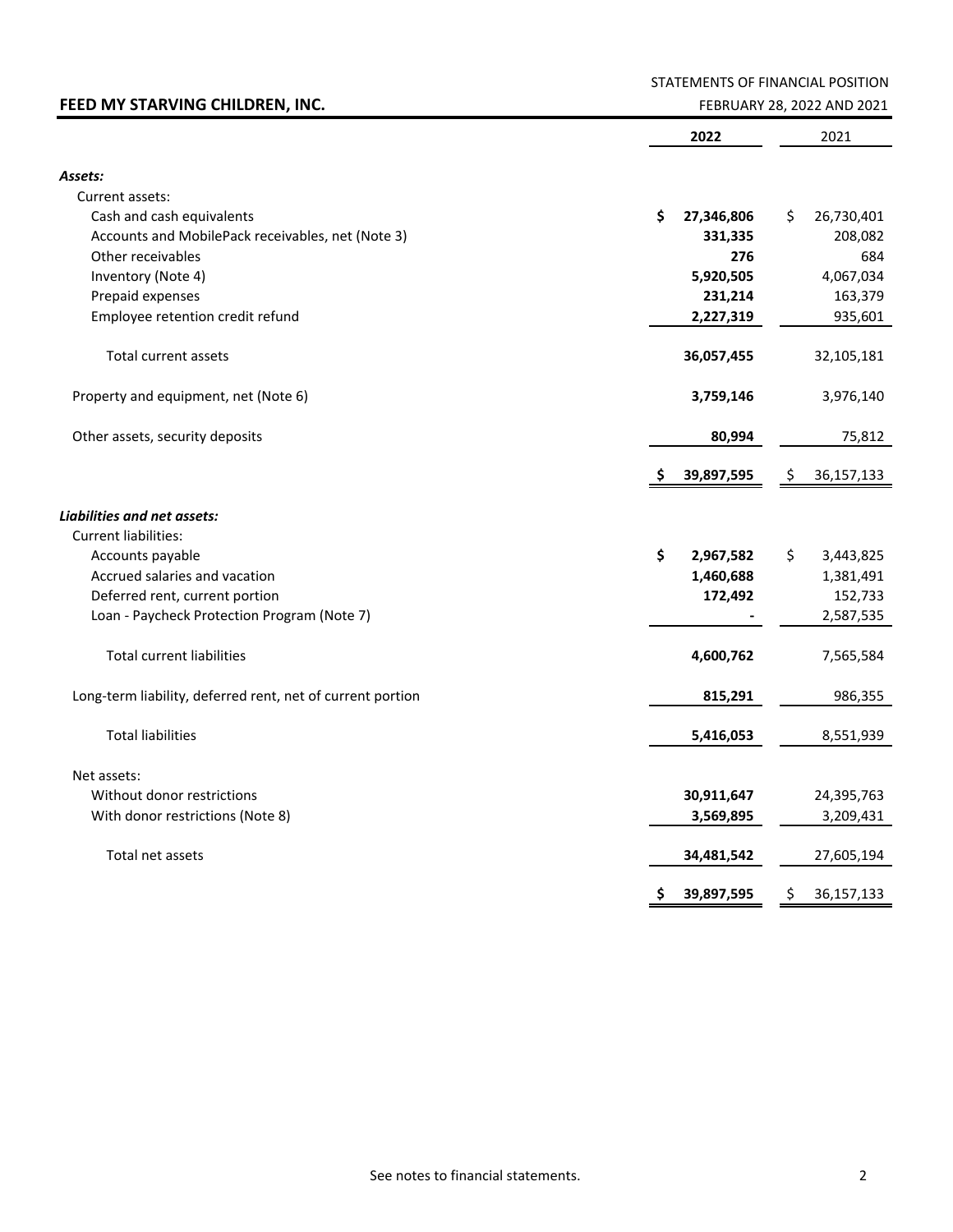**FEED MY STARVING CHILDREN, INC.**

STATEMENTS OF FINANCIAL POSITION

FEBRUARY 28, 2022 AND 2021

| | 2022 | 2021 |
|---|---|---|
| ***Assets:*** | | |
| Current assets: | | |
| Cash and cash equivalents | **$ 27,346,806** | $ 26,730,401 |
| Accounts and MobilePack receivables, net (Note 3) | **331,335** | 208,082 |
| Other receivables | **276** | 684 |
| Inventory (Note 4) | **5,920,505** | 4,067,034 |
| Prepaid expenses | **231,214** | 163,379 |
| Employee retention credit refund | **2,227,319** | 935,601 |
| Total current assets | **36,057,455** | 32,105,181 |
| Property and equipment, net (Note 6) | **3,759,146** | 3,976,140 |
| Other assets, security deposits | **80,994** | 75,812 |
| | **$ 39,897,595** | $ 36,157,133 |
| ***Liabilities and net assets:*** | | |
| Current liabilities: | | |
| Accounts payable | **$ 2,967,582** | $ 3,443,825 |
| Accrued salaries and vacation | **1,460,688** | 1,381,491 |
| Deferred rent, current portion | **172,492** | 152,733 |
| Loan - Paycheck Protection Program (Note 7) | **-** | 2,587,535 |
| Total current liabilities | **4,600,762** | 7,565,584 |
| Long-term liability, deferred rent, net of current portion | **815,291** | 986,355 |
| Total liabilities | **5,416,053** | 8,551,939 |
| Net assets: | | |
| Without donor restrictions | **30,911,647** | 24,395,763 |
| With donor restrictions (Note 8) | **3,569,895** | 3,209,431 |
| Total net assets | **34,481,542** | 27,605,194 |
| | **$ 39,897,595** | $ 36,157,133 |

See notes to financial statements.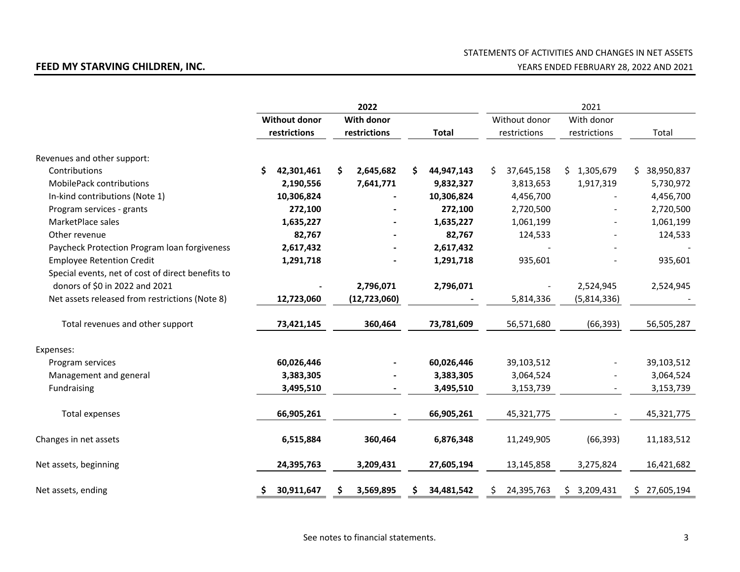## FEED MY STARVING CHILDREN, INC.

STATEMENTS OF ACTIVITIES AND CHANGES IN NET ASSETS

YEARS ENDED FEBRUARY 28, 2022 AND 2021

| | **2022** | | | 2021 | | |
|---|---|---|---|---|---|---|
| | **Without donor restrictions** | **With donor restrictions** | **Total** | Without donor restrictions | With donor restrictions | Total |
| Revenues and other support: | | | | | | |
| Contributions | **$ 42,301,461** | **$ 2,645,682** | **$ 44,947,143** | $ 37,645,158 | $ 1,305,679 | $ 38,950,837 |
| MobilePack contributions | **2,190,556** | **7,641,771** | **9,832,327** | 3,813,653 | 1,917,319 | 5,730,972 |
| In-kind contributions (Note 1) | **10,306,824** | **-** | **10,306,824** | 4,456,700 | - | 4,456,700 |
| Program services - grants | **272,100** | **-** | **272,100** | 2,720,500 | - | 2,720,500 |
| MarketPlace sales | **1,635,227** | **-** | **1,635,227** | 1,061,199 | - | 1,061,199 |
| Other revenue | **82,767** | **-** | **82,767** | 124,533 | - | 124,533 |
| Paycheck Protection Program loan forgiveness | **2,617,432** | **-** | **2,617,432** | - | - | - |
| Employee Retention Credit | **1,291,718** | **-** | **1,291,718** | 935,601 | - | 935,601 |
| Special events, net of cost of direct benefits to donors of $0 in 2022 and 2021 | **-** | **2,796,071** | **2,796,071** | - | 2,524,945 | 2,524,945 |
| Net assets released from restrictions (Note 8) | **12,723,060** | **(12,723,060)** | **-** | 5,814,336 | (5,814,336) | - |
| Total revenues and other support | **73,421,145** | **360,464** | **73,781,609** | 56,571,680 | (66,393) | 56,505,287 |
| Expenses: | | | | | | |
| Program services | **60,026,446** | **-** | **60,026,446** | 39,103,512 | - | 39,103,512 |
| Management and general | **3,383,305** | **-** | **3,383,305** | 3,064,524 | - | 3,064,524 |
| Fundraising | **3,495,510** | **-** | **3,495,510** | 3,153,739 | - | 3,153,739 |
| Total expenses | **66,905,261** | **-** | **66,905,261** | 45,321,775 | - | 45,321,775 |
| Changes in net assets | **6,515,884** | **360,464** | **6,876,348** | 11,249,905 | (66,393) | 11,183,512 |
| Net assets, beginning | **24,395,763** | **3,209,431** | **27,605,194** | 13,145,858 | 3,275,824 | 16,421,682 |
| Net assets, ending | **$ 30,911,647** | **$ 3,569,895** | **$ 34,481,542** | $ 24,395,763 | $ 3,209,431 | $ 27,605,194 |

See notes to financial statements.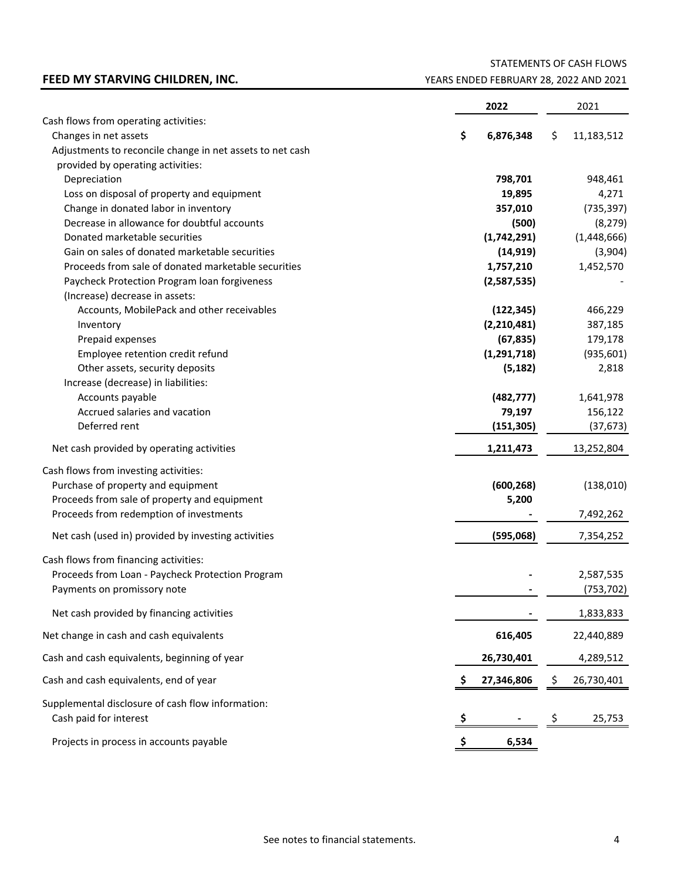# FEED MY STARVING CHILDREN, INC.

STATEMENTS OF CASH FLOWS
YEARS ENDED FEBRUARY 28, 2022 AND 2021

| | 2022 | 2021 |
|---|---|---|
| Cash flows from operating activities: | | |
| Changes in net assets | **$ 6,876,348** | $ 11,183,512 |
| Adjustments to reconcile change in net assets to net cash provided by operating activities: | | |
| Depreciation | **798,701** | 948,461 |
| Loss on disposal of property and equipment | **19,895** | 4,271 |
| Change in donated labor in inventory | **357,010** | (735,397) |
| Decrease in allowance for doubtful accounts | **(500)** | (8,279) |
| Donated marketable securities | **(1,742,291)** | (1,448,666) |
| Gain on sales of donated marketable securities | **(14,919)** | (3,904) |
| Proceeds from sale of donated marketable securities | **1,757,210** | 1,452,570 |
| Paycheck Protection Program loan forgiveness | **(2,587,535)** | - |
| (Increase) decrease in assets: | | |
| Accounts, MobilePack and other receivables | **(122,345)** | 466,229 |
| Inventory | **(2,210,481)** | 387,185 |
| Prepaid expenses | **(67,835)** | 179,178 |
| Employee retention credit refund | **(1,291,718)** | (935,601) |
| Other assets, security deposits | **(5,182)** | 2,818 |
| Increase (decrease) in liabilities: | | |
| Accounts payable | **(482,777)** | 1,641,978 |
| Accrued salaries and vacation | **79,197** | 156,122 |
| Deferred rent | **(151,305)** | (37,673) |
| Net cash provided by operating activities | **1,211,473** | 13,252,804 |
| Cash flows from investing activities: | | |
| Purchase of property and equipment | **(600,268)** | (138,010) |
| Proceeds from sale of property and equipment | **5,200** | |
| Proceeds from redemption of investments | **-** | 7,492,262 |
| Net cash (used in) provided by investing activities | **(595,068)** | 7,354,252 |
| Cash flows from financing activities: | | |
| Proceeds from Loan - Paycheck Protection Program | **-** | 2,587,535 |
| Payments on promissory note | **-** | (753,702) |
| Net cash provided by financing activities | **-** | 1,833,833 |
| Net change in cash and cash equivalents | **616,405** | 22,440,889 |
| Cash and cash equivalents, beginning of year | **26,730,401** | 4,289,512 |
| Cash and cash equivalents, end of year | **$ 27,346,806** | $ 26,730,401 |
| Supplemental disclosure of cash flow information: | | |
| Cash paid for interest | **$ -** | $ 25,753 |
| Projects in process in accounts payable | **$ 6,534** | |

See notes to financial statements.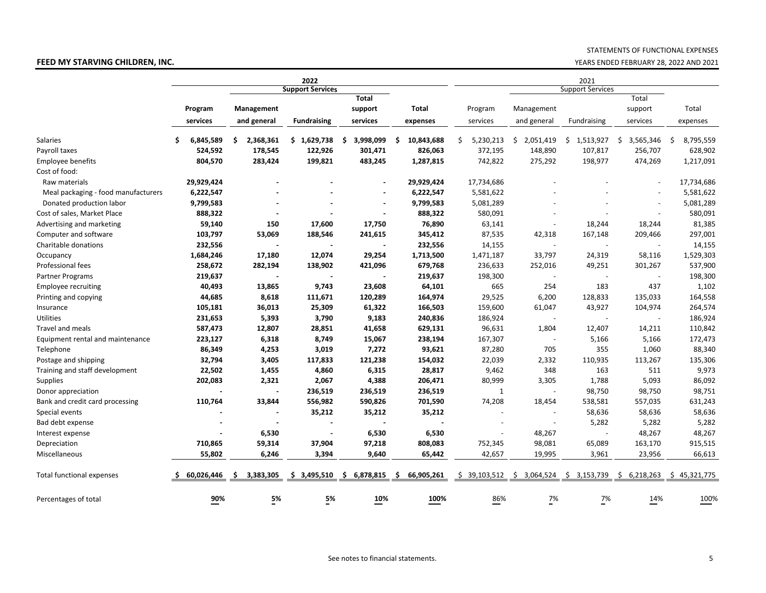# FEED MY STARVING CHILDREN, INC.

STATEMENTS OF FUNCTIONAL EXPENSES

YEARS ENDED FEBRUARY 28, 2022 AND 2021

| | 2022 | | | | | 2021 | | | | |
|---|---|---|---|---|---|---|---|---|---|---|
| | | Support Services | | | | | Support Services | | | |
| | Program services | Management and general | Fundraising | Total support services | Total expenses | Program services | Management and general | Fundraising | Total support services | Total expenses |
| Salaries | $ 6,845,589 | $ 2,368,361 | $ 1,629,738 | $ 3,998,099 | $ 10,843,688 | $ 5,230,213 | $ 2,051,419 | $ 1,513,927 | $ 3,565,346 | $ 8,795,559 |
| Payroll taxes | 524,592 | 178,545 | 122,926 | 301,471 | 826,063 | 372,195 | 148,890 | 107,817 | 256,707 | 628,902 |
| Employee benefits | 804,570 | 283,424 | 199,821 | 483,245 | 1,287,815 | 742,822 | 275,292 | 198,977 | 474,269 | 1,217,091 |
| Cost of food: | | | | | | | | | | |
| Raw materials | 29,929,424 | - | - | - | 29,929,424 | 17,734,686 | - | - | - | 17,734,686 |
| Meal packaging - food manufacturers | 6,222,547 | - | - | - | 6,222,547 | 5,581,622 | - | - | - | 5,581,622 |
| Donated production labor | 9,799,583 | - | - | - | 9,799,583 | 5,081,289 | - | - | - | 5,081,289 |
| Cost of sales, Market Place | 888,322 | - | - | - | 888,322 | 580,091 | - | - | - | 580,091 |
| Advertising and marketing | 59,140 | 150 | 17,600 | 17,750 | 76,890 | 63,141 | - | 18,244 | 18,244 | 81,385 |
| Computer and software | 103,797 | 53,069 | 188,546 | 241,615 | 345,412 | 87,535 | 42,318 | 167,148 | 209,466 | 297,001 |
| Charitable donations | 232,556 | - | - | - | 232,556 | 14,155 | - | - | - | 14,155 |
| Occupancy | 1,684,246 | 17,180 | 12,074 | 29,254 | 1,713,500 | 1,471,187 | 33,797 | 24,319 | 58,116 | 1,529,303 |
| Professional fees | 258,672 | 282,194 | 138,902 | 421,096 | 679,768 | 236,633 | 252,016 | 49,251 | 301,267 | 537,900 |
| Partner Programs | 219,637 | - | - | - | 219,637 | 198,300 | - | - | - | 198,300 |
| Employee recruiting | 40,493 | 13,865 | 9,743 | 23,608 | 64,101 | 665 | 254 | 183 | 437 | 1,102 |
| Printing and copying | 44,685 | 8,618 | 111,671 | 120,289 | 164,974 | 29,525 | 6,200 | 128,833 | 135,033 | 164,558 |
| Insurance | 105,181 | 36,013 | 25,309 | 61,322 | 166,503 | 159,600 | 61,047 | 43,927 | 104,974 | 264,574 |
| Utilities | 231,653 | 5,393 | 3,790 | 9,183 | 240,836 | 186,924 | - | - | - | 186,924 |
| Travel and meals | 587,473 | 12,807 | 28,851 | 41,658 | 629,131 | 96,631 | 1,804 | 12,407 | 14,211 | 110,842 |
| Equipment rental and maintenance | 223,127 | 6,318 | 8,749 | 15,067 | 238,194 | 167,307 | - | 5,166 | 5,166 | 172,473 |
| Telephone | 86,349 | 4,253 | 3,019 | 7,272 | 93,621 | 87,280 | 705 | 355 | 1,060 | 88,340 |
| Postage and shipping | 32,794 | 3,405 | 117,833 | 121,238 | 154,032 | 22,039 | 2,332 | 110,935 | 113,267 | 135,306 |
| Training and staff development | 22,502 | 1,455 | 4,860 | 6,315 | 28,817 | 9,462 | 348 | 163 | 511 | 9,973 |
| Supplies | 202,083 | 2,321 | 2,067 | 4,388 | 206,471 | 80,999 | 3,305 | 1,788 | 5,093 | 86,092 |
| Donor appreciation | - | - | 236,519 | 236,519 | 236,519 | 1 | - | 98,750 | 98,750 | 98,751 |
| Bank and credit card processing | 110,764 | 33,844 | 556,982 | 590,826 | 701,590 | 74,208 | 18,454 | 538,581 | 557,035 | 631,243 |
| Special events | - | - | 35,212 | 35,212 | 35,212 | - | - | 58,636 | 58,636 | 58,636 |
| Bad debt expense | - | - | - | - | - | - | - | 5,282 | 5,282 | 5,282 |
| Interest expense | - | 6,530 | - | 6,530 | 6,530 | - | 48,267 | - | 48,267 | 48,267 |
| Depreciation | 710,865 | 59,314 | 37,904 | 97,218 | 808,083 | 752,345 | 98,081 | 65,089 | 163,170 | 915,515 |
| Miscellaneous | 55,802 | 6,246 | 3,394 | 9,640 | 65,442 | 42,657 | 19,995 | 3,961 | 23,956 | 66,613 |
| Total functional expenses | $ 60,026,446 | $ 3,383,305 | $ 3,495,510 | $ 6,878,815 | $ 66,905,261 | $ 39,103,512 | $ 3,064,524 | $ 3,153,739 | $ 6,218,263 | $ 45,321,775 |
| Percentages of total | 90% | 5% | 5% | 10% | 100% | 86% | 7% | 7% | 14% | 100% |

See notes to financial statements.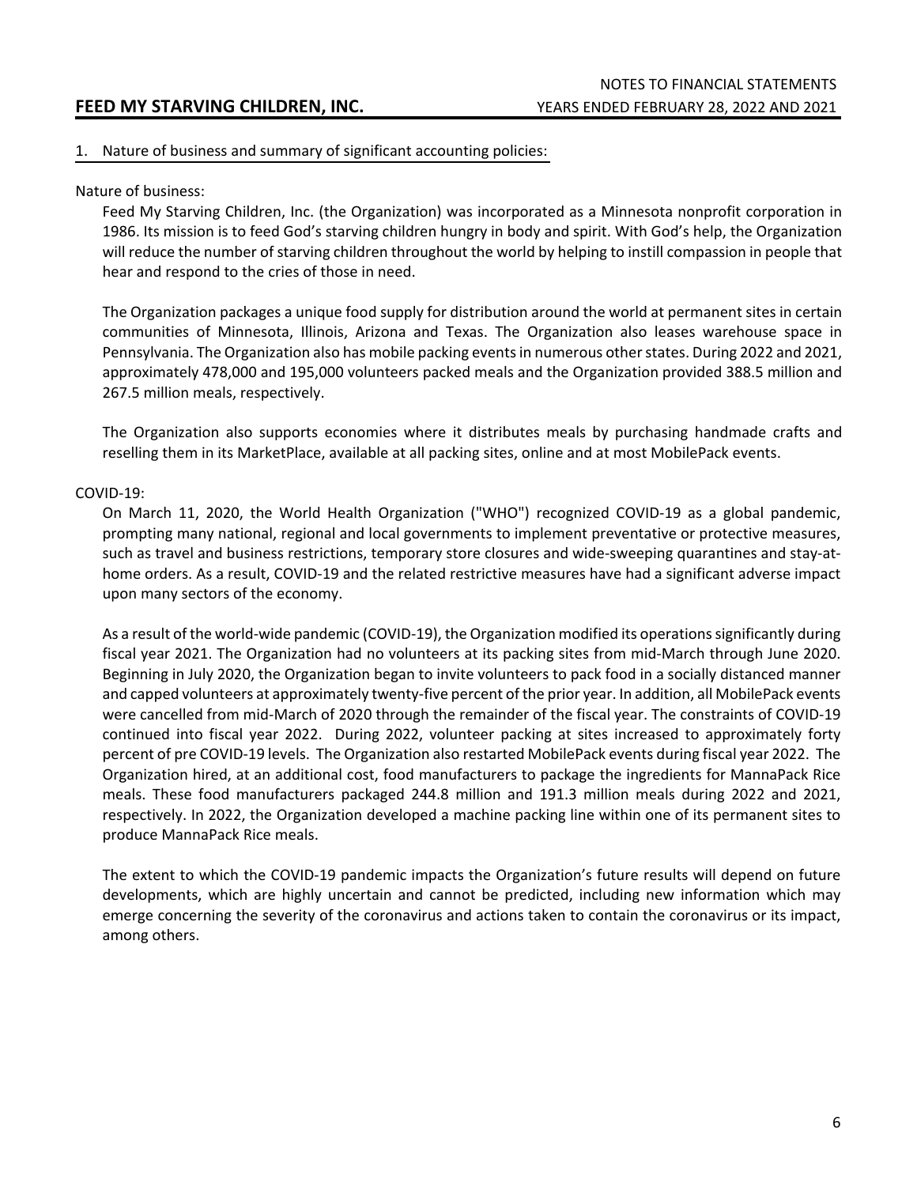## 1. Nature of business and summary of significant accounting policies:

Nature of business:

Feed My Starving Children, Inc. (the Organization) was incorporated as a Minnesota nonprofit corporation in 1986. Its mission is to feed God's starving children hungry in body and spirit. With God's help, the Organization will reduce the number of starving children throughout the world by helping to instill compassion in people that hear and respond to the cries of those in need.

The Organization packages a unique food supply for distribution around the world at permanent sites in certain communities of Minnesota, Illinois, Arizona and Texas. The Organization also leases warehouse space in Pennsylvania. The Organization also has mobile packing events in numerous other states. During 2022 and 2021, approximately 478,000 and 195,000 volunteers packed meals and the Organization provided 388.5 million and 267.5 million meals, respectively.

The Organization also supports economies where it distributes meals by purchasing handmade crafts and reselling them in its MarketPlace, available at all packing sites, online and at most MobilePack events.

COVID-19:

On March 11, 2020, the World Health Organization ("WHO") recognized COVID-19 as a global pandemic, prompting many national, regional and local governments to implement preventative or protective measures, such as travel and business restrictions, temporary store closures and wide-sweeping quarantines and stay-at-home orders. As a result, COVID-19 and the related restrictive measures have had a significant adverse impact upon many sectors of the economy.

As a result of the world-wide pandemic (COVID-19), the Organization modified its operations significantly during fiscal year 2021. The Organization had no volunteers at its packing sites from mid-March through June 2020. Beginning in July 2020, the Organization began to invite volunteers to pack food in a socially distanced manner and capped volunteers at approximately twenty-five percent of the prior year. In addition, all MobilePack events were cancelled from mid-March of 2020 through the remainder of the fiscal year. The constraints of COVID-19 continued into fiscal year 2022. During 2022, volunteer packing at sites increased to approximately forty percent of pre COVID-19 levels. The Organization also restarted MobilePack events during fiscal year 2022. The Organization hired, at an additional cost, food manufacturers to package the ingredients for MannaPack Rice meals. These food manufacturers packaged 244.8 million and 191.3 million meals during 2022 and 2021, respectively. In 2022, the Organization developed a machine packing line within one of its permanent sites to produce MannaPack Rice meals.

The extent to which the COVID-19 pandemic impacts the Organization's future results will depend on future developments, which are highly uncertain and cannot be predicted, including new information which may emerge concerning the severity of the coronavirus and actions taken to contain the coronavirus or its impact, among others.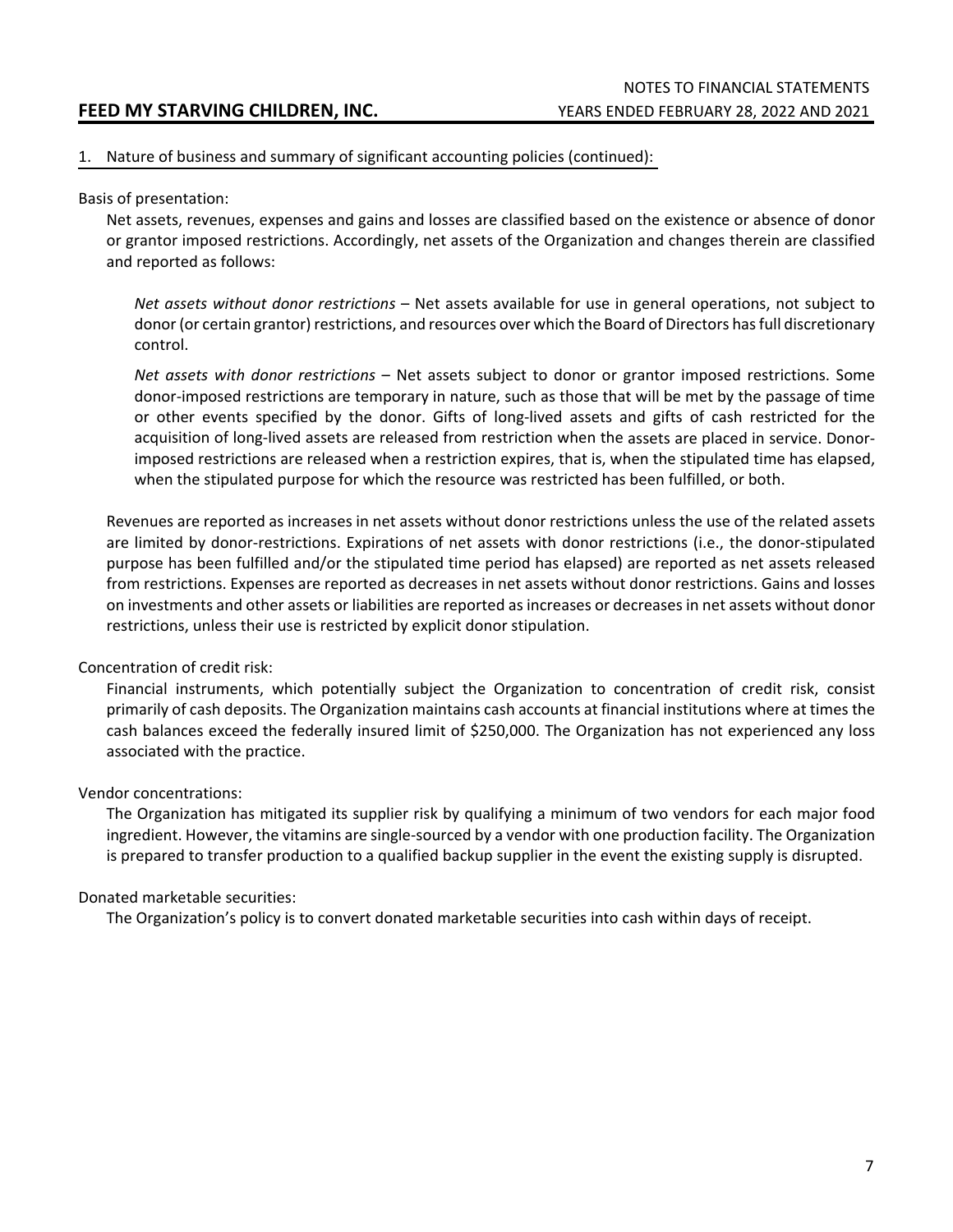## 1. Nature of business and summary of significant accounting policies (continued):

Basis of presentation:

Net assets, revenues, expenses and gains and losses are classified based on the existence or absence of donor or grantor imposed restrictions. Accordingly, net assets of the Organization and changes therein are classified and reported as follows:

*Net assets without donor restrictions* – Net assets available for use in general operations, not subject to donor (or certain grantor) restrictions, and resources over which the Board of Directors has full discretionary control.

*Net assets with donor restrictions* – Net assets subject to donor or grantor imposed restrictions. Some donor-imposed restrictions are temporary in nature, such as those that will be met by the passage of time or other events specified by the donor. Gifts of long-lived assets and gifts of cash restricted for the acquisition of long-lived assets are released from restriction when the assets are placed in service. Donor-imposed restrictions are released when a restriction expires, that is, when the stipulated time has elapsed, when the stipulated purpose for which the resource was restricted has been fulfilled, or both.

Revenues are reported as increases in net assets without donor restrictions unless the use of the related assets are limited by donor-restrictions. Expirations of net assets with donor restrictions (i.e., the donor-stipulated purpose has been fulfilled and/or the stipulated time period has elapsed) are reported as net assets released from restrictions. Expenses are reported as decreases in net assets without donor restrictions. Gains and losses on investments and other assets or liabilities are reported as increases or decreases in net assets without donor restrictions, unless their use is restricted by explicit donor stipulation.

Concentration of credit risk:

Financial instruments, which potentially subject the Organization to concentration of credit risk, consist primarily of cash deposits. The Organization maintains cash accounts at financial institutions where at times the cash balances exceed the federally insured limit of $250,000. The Organization has not experienced any loss associated with the practice.

Vendor concentrations:

The Organization has mitigated its supplier risk by qualifying a minimum of two vendors for each major food ingredient. However, the vitamins are single-sourced by a vendor with one production facility. The Organization is prepared to transfer production to a qualified backup supplier in the event the existing supply is disrupted.

Donated marketable securities:

The Organization's policy is to convert donated marketable securities into cash within days of receipt.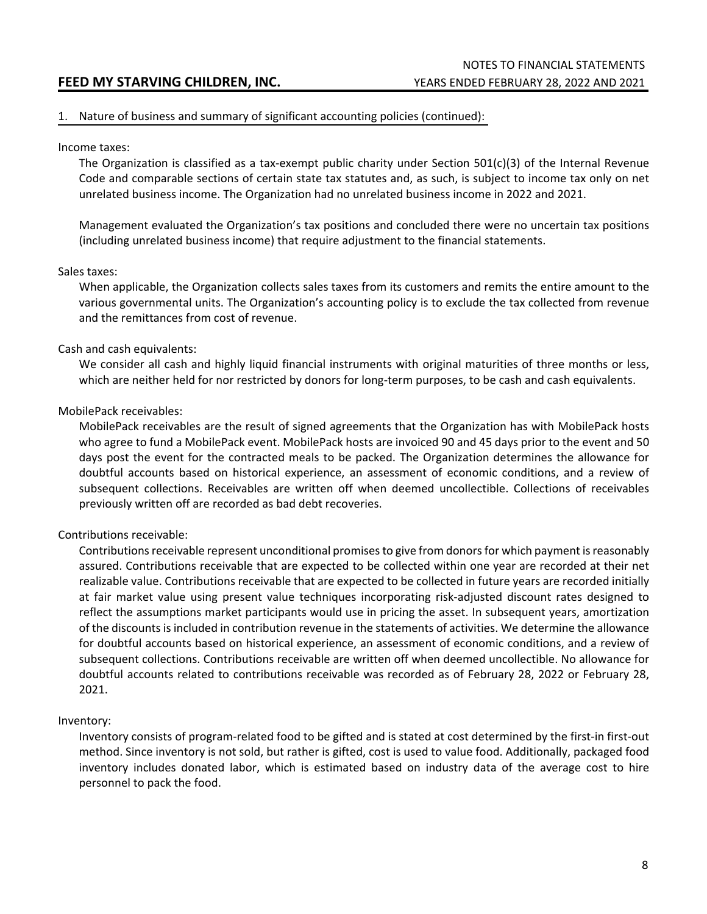## 1. Nature of business and summary of significant accounting policies (continued):

Income taxes:

The Organization is classified as a tax-exempt public charity under Section 501(c)(3) of the Internal Revenue Code and comparable sections of certain state tax statutes and, as such, is subject to income tax only on net unrelated business income. The Organization had no unrelated business income in 2022 and 2021.

Management evaluated the Organization's tax positions and concluded there were no uncertain tax positions (including unrelated business income) that require adjustment to the financial statements.

Sales taxes:

When applicable, the Organization collects sales taxes from its customers and remits the entire amount to the various governmental units. The Organization's accounting policy is to exclude the tax collected from revenue and the remittances from cost of revenue.

Cash and cash equivalents:

We consider all cash and highly liquid financial instruments with original maturities of three months or less, which are neither held for nor restricted by donors for long-term purposes, to be cash and cash equivalents.

MobilePack receivables:

MobilePack receivables are the result of signed agreements that the Organization has with MobilePack hosts who agree to fund a MobilePack event. MobilePack hosts are invoiced 90 and 45 days prior to the event and 50 days post the event for the contracted meals to be packed. The Organization determines the allowance for doubtful accounts based on historical experience, an assessment of economic conditions, and a review of subsequent collections. Receivables are written off when deemed uncollectible. Collections of receivables previously written off are recorded as bad debt recoveries.

Contributions receivable:

Contributions receivable represent unconditional promises to give from donors for which payment is reasonably assured. Contributions receivable that are expected to be collected within one year are recorded at their net realizable value. Contributions receivable that are expected to be collected in future years are recorded initially at fair market value using present value techniques incorporating risk-adjusted discount rates designed to reflect the assumptions market participants would use in pricing the asset. In subsequent years, amortization of the discounts is included in contribution revenue in the statements of activities. We determine the allowance for doubtful accounts based on historical experience, an assessment of economic conditions, and a review of subsequent collections. Contributions receivable are written off when deemed uncollectible. No allowance for doubtful accounts related to contributions receivable was recorded as of February 28, 2022 or February 28, 2021.

Inventory:

Inventory consists of program-related food to be gifted and is stated at cost determined by the first-in first-out method. Since inventory is not sold, but rather is gifted, cost is used to value food. Additionally, packaged food inventory includes donated labor, which is estimated based on industry data of the average cost to hire personnel to pack the food.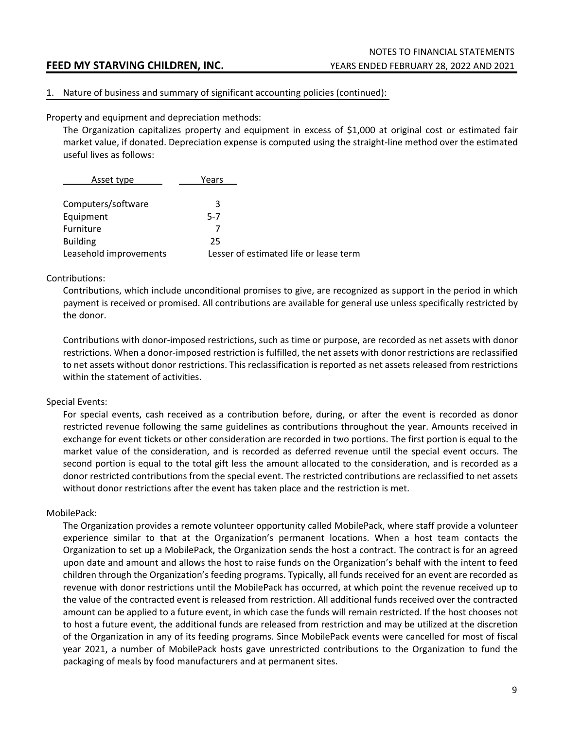## 1. Nature of business and summary of significant accounting policies (continued):

### Property and equipment and depreciation methods:

The Organization capitalizes property and equipment in excess of $1,000 at original cost or estimated fair market value, if donated. Depreciation expense is computed using the straight-line method over the estimated useful lives as follows:

| Asset type | Years |
|---|---|
| Computers/software | 3 |
| Equipment | 5-7 |
| Furniture | 7 |
| Building | 25 |
| Leasehold improvements | Lesser of estimated life or lease term |

### Contributions:

Contributions, which include unconditional promises to give, are recognized as support in the period in which payment is received or promised. All contributions are available for general use unless specifically restricted by the donor.

Contributions with donor-imposed restrictions, such as time or purpose, are recorded as net assets with donor restrictions. When a donor-imposed restriction is fulfilled, the net assets with donor restrictions are reclassified to net assets without donor restrictions. This reclassification is reported as net assets released from restrictions within the statement of activities.

### Special Events:

For special events, cash received as a contribution before, during, or after the event is recorded as donor restricted revenue following the same guidelines as contributions throughout the year. Amounts received in exchange for event tickets or other consideration are recorded in two portions. The first portion is equal to the market value of the consideration, and is recorded as deferred revenue until the special event occurs. The second portion is equal to the total gift less the amount allocated to the consideration, and is recorded as a donor restricted contributions from the special event. The restricted contributions are reclassified to net assets without donor restrictions after the event has taken place and the restriction is met.

### MobilePack:

The Organization provides a remote volunteer opportunity called MobilePack, where staff provide a volunteer experience similar to that at the Organization's permanent locations. When a host team contacts the Organization to set up a MobilePack, the Organization sends the host a contract. The contract is for an agreed upon date and amount and allows the host to raise funds on the Organization's behalf with the intent to feed children through the Organization's feeding programs. Typically, all funds received for an event are recorded as revenue with donor restrictions until the MobilePack has occurred, at which point the revenue received up to the value of the contracted event is released from restriction. All additional funds received over the contracted amount can be applied to a future event, in which case the funds will remain restricted. If the host chooses not to host a future event, the additional funds are released from restriction and may be utilized at the discretion of the Organization in any of its feeding programs. Since MobilePack events were cancelled for most of fiscal year 2021, a number of MobilePack hosts gave unrestricted contributions to the Organization to fund the packaging of meals by food manufacturers and at permanent sites.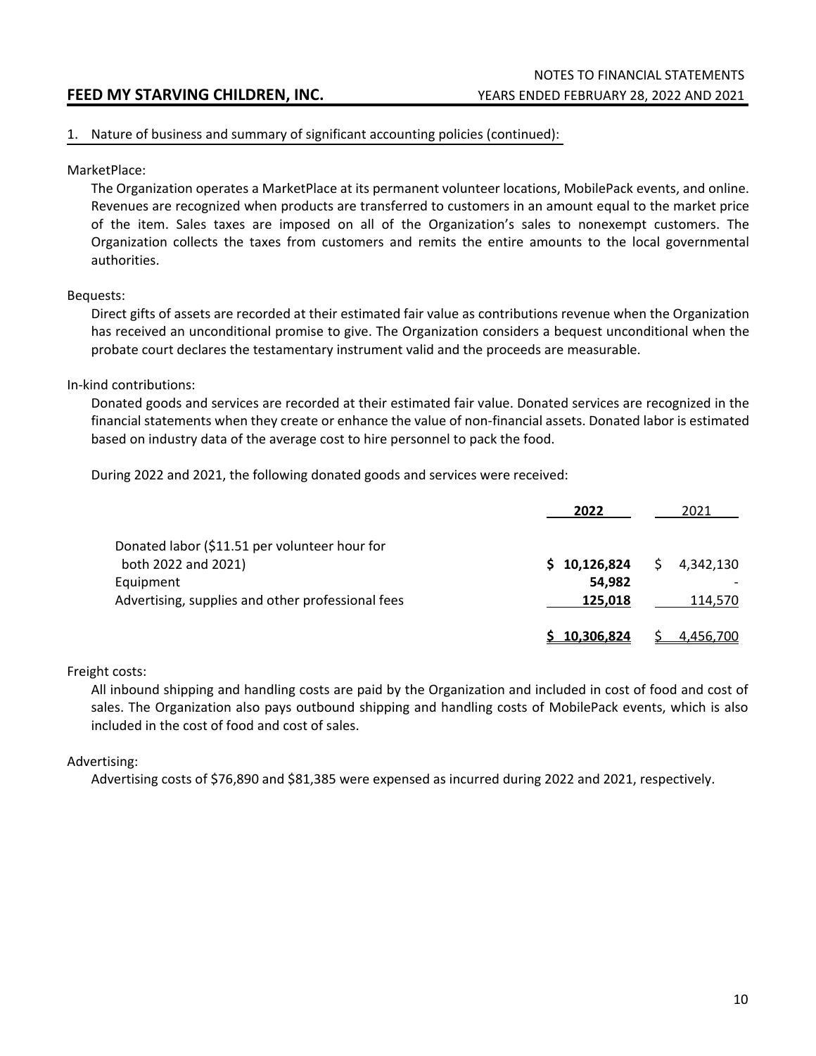## 1. Nature of business and summary of significant accounting policies (continued):

MarketPlace:

The Organization operates a MarketPlace at its permanent volunteer locations, MobilePack events, and online. Revenues are recognized when products are transferred to customers in an amount equal to the market price of the item. Sales taxes are imposed on all of the Organization's sales to nonexempt customers. The Organization collects the taxes from customers and remits the entire amounts to the local governmental authorities.

Bequests:

Direct gifts of assets are recorded at their estimated fair value as contributions revenue when the Organization has received an unconditional promise to give. The Organization considers a bequest unconditional when the probate court declares the testamentary instrument valid and the proceeds are measurable.

In-kind contributions:

Donated goods and services are recorded at their estimated fair value. Donated services are recognized in the financial statements when they create or enhance the value of non-financial assets. Donated labor is estimated based on industry data of the average cost to hire personnel to pack the food.

During 2022 and 2021, the following donated goods and services were received:

| | **2022** | 2021 |
|---|---|---|
| Donated labor ($11.51 per volunteer hour for both 2022 and 2021) | **$ 10,126,824** | $ 4,342,130 |
| Equipment | **54,982** | - |
| Advertising, supplies and other professional fees | **125,018** | 114,570 |
| | **$ 10,306,824** | $ 4,456,700 |

Freight costs:

All inbound shipping and handling costs are paid by the Organization and included in cost of food and cost of sales. The Organization also pays outbound shipping and handling costs of MobilePack events, which is also included in the cost of food and cost of sales.

Advertising:

Advertising costs of $76,890 and $81,385 were expensed as incurred during 2022 and 2021, respectively.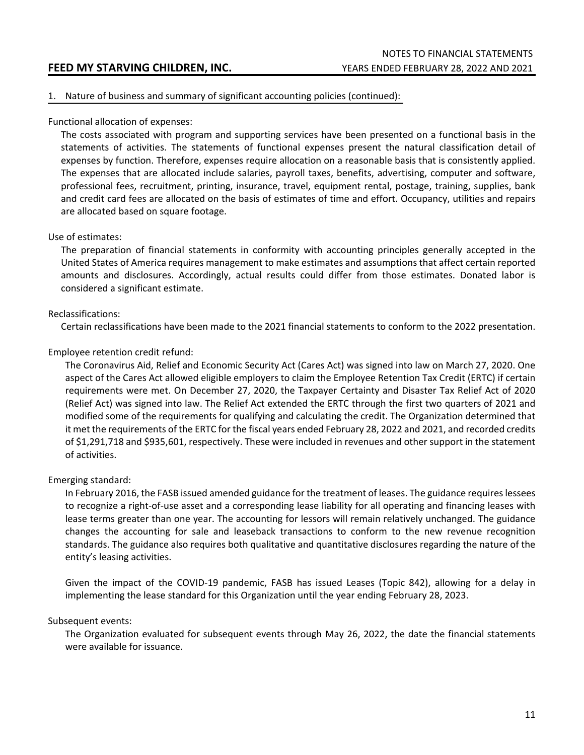## 1. Nature of business and summary of significant accounting policies (continued):

Functional allocation of expenses:

The costs associated with program and supporting services have been presented on a functional basis in the statements of activities. The statements of functional expenses present the natural classification detail of expenses by function. Therefore, expenses require allocation on a reasonable basis that is consistently applied. The expenses that are allocated include salaries, payroll taxes, benefits, advertising, computer and software, professional fees, recruitment, printing, insurance, travel, equipment rental, postage, training, supplies, bank and credit card fees are allocated on the basis of estimates of time and effort. Occupancy, utilities and repairs are allocated based on square footage.

Use of estimates:

The preparation of financial statements in conformity with accounting principles generally accepted in the United States of America requires management to make estimates and assumptions that affect certain reported amounts and disclosures. Accordingly, actual results could differ from those estimates. Donated labor is considered a significant estimate.

Reclassifications:

Certain reclassifications have been made to the 2021 financial statements to conform to the 2022 presentation.

Employee retention credit refund:

The Coronavirus Aid, Relief and Economic Security Act (Cares Act) was signed into law on March 27, 2020. One aspect of the Cares Act allowed eligible employers to claim the Employee Retention Tax Credit (ERTC) if certain requirements were met. On December 27, 2020, the Taxpayer Certainty and Disaster Tax Relief Act of 2020 (Relief Act) was signed into law. The Relief Act extended the ERTC through the first two quarters of 2021 and modified some of the requirements for qualifying and calculating the credit. The Organization determined that it met the requirements of the ERTC for the fiscal years ended February 28, 2022 and 2021, and recorded credits of $1,291,718 and $935,601, respectively. These were included in revenues and other support in the statement of activities.

Emerging standard:

In February 2016, the FASB issued amended guidance for the treatment of leases. The guidance requires lessees to recognize a right-of-use asset and a corresponding lease liability for all operating and financing leases with lease terms greater than one year. The accounting for lessors will remain relatively unchanged. The guidance changes the accounting for sale and leaseback transactions to conform to the new revenue recognition standards. The guidance also requires both qualitative and quantitative disclosures regarding the nature of the entity's leasing activities.

Given the impact of the COVID-19 pandemic, FASB has issued Leases (Topic 842), allowing for a delay in implementing the lease standard for this Organization until the year ending February 28, 2023.

Subsequent events:

The Organization evaluated for subsequent events through May 26, 2022, the date the financial statements were available for issuance.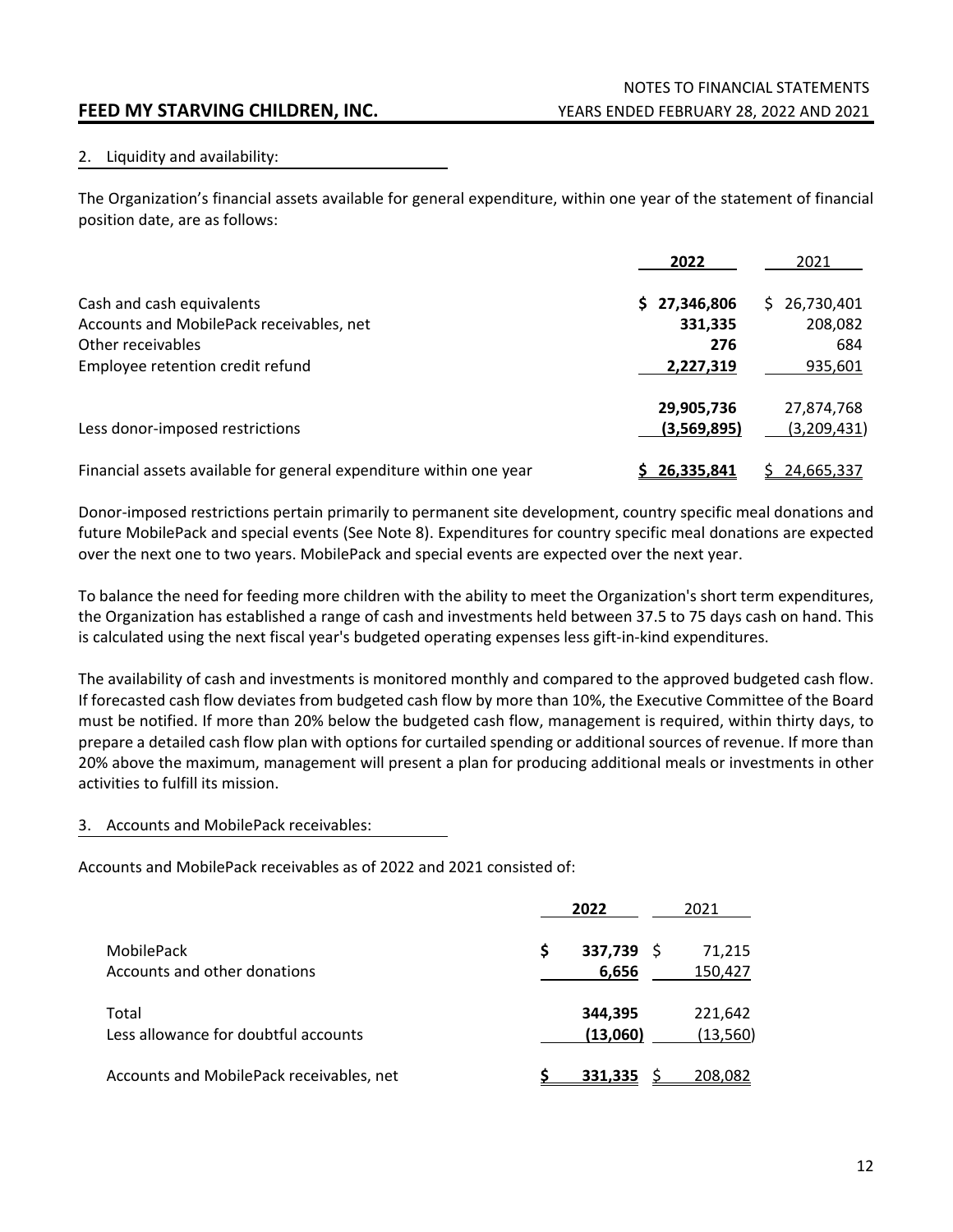## 2. Liquidity and availability:

The Organization's financial assets available for general expenditure, within one year of the statement of financial position date, are as follows:

| | **2022** | 2021 |
|---|---|---|
| Cash and cash equivalents | **$ 27,346,806** | $ 26,730,401 |
| Accounts and MobilePack receivables, net | **331,335** | 208,082 |
| Other receivables | **276** | 684 |
| Employee retention credit refund | **2,227,319** | 935,601 |
| | **29,905,736** | 27,874,768 |
| Less donor-imposed restrictions | **(3,569,895)** | (3,209,431) |
| Financial assets available for general expenditure within one year | **$ 26,335,841** | $ 24,665,337 |

Donor-imposed restrictions pertain primarily to permanent site development, country specific meal donations and future MobilePack and special events (See Note 8). Expenditures for country specific meal donations are expected over the next one to two years. MobilePack and special events are expected over the next year.

To balance the need for feeding more children with the ability to meet the Organization's short term expenditures, the Organization has established a range of cash and investments held between 37.5 to 75 days cash on hand. This is calculated using the next fiscal year's budgeted operating expenses less gift-in-kind expenditures.

The availability of cash and investments is monitored monthly and compared to the approved budgeted cash flow. If forecasted cash flow deviates from budgeted cash flow by more than 10%, the Executive Committee of the Board must be notified. If more than 20% below the budgeted cash flow, management is required, within thirty days, to prepare a detailed cash flow plan with options for curtailed spending or additional sources of revenue. If more than 20% above the maximum, management will present a plan for producing additional meals or investments in other activities to fulfill its mission.

## 3. Accounts and MobilePack receivables:

Accounts and MobilePack receivables as of 2022 and 2021 consisted of:

| | **2022** | 2021 |
|---|---|---|
| MobilePack | **$ 337,739** | $ 71,215 |
| Accounts and other donations | **6,656** | 150,427 |
| Total | **344,395** | 221,642 |
| Less allowance for doubtful accounts | **(13,060)** | (13,560) |
| Accounts and MobilePack receivables, net | **$ 331,335** | $ 208,082 |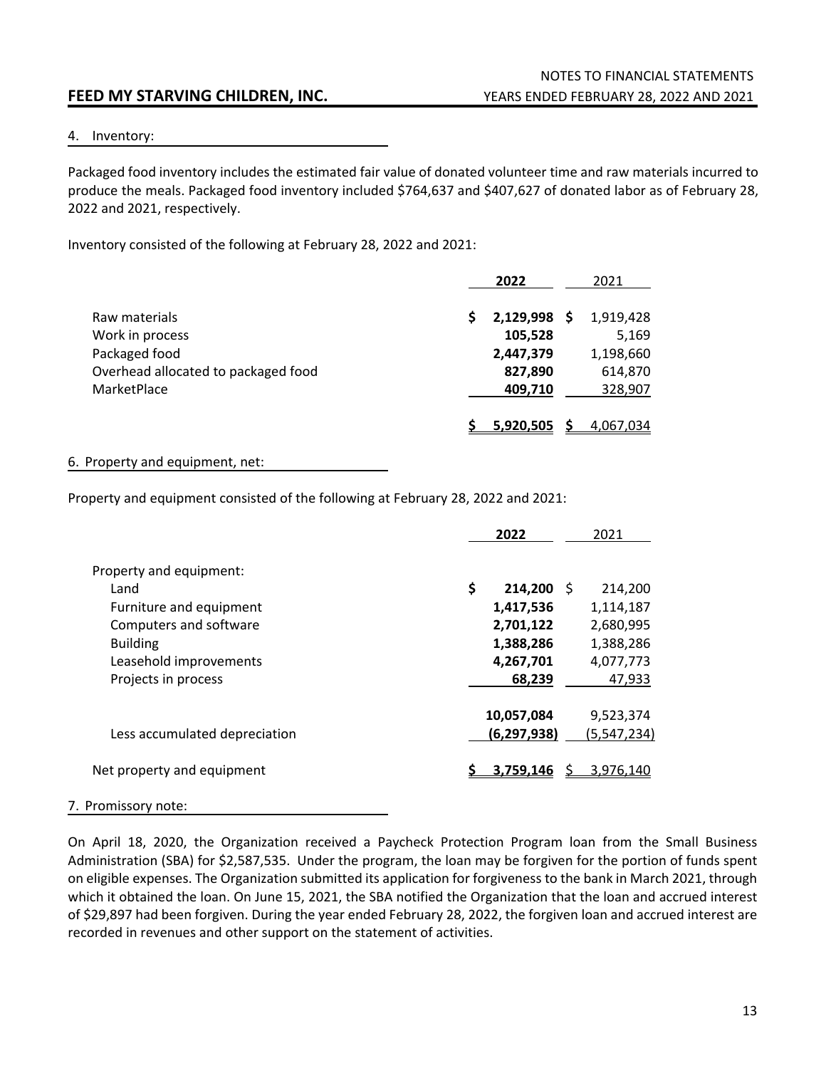4. Inventory:

Packaged food inventory includes the estimated fair value of donated volunteer time and raw materials incurred to produce the meals. Packaged food inventory included $764,637 and $407,627 of donated labor as of February 28, 2022 and 2021, respectively.

Inventory consisted of the following at February 28, 2022 and 2021:

| | **2022** | 2021 |
|---|---|---|
| Raw materials | **$ 2,129,998** | $ 1,919,428 |
| Work in process | **105,528** | 5,169 |
| Packaged food | **2,447,379** | 1,198,660 |
| Overhead allocated to packaged food | **827,890** | 614,870 |
| MarketPlace | **409,710** | 328,907 |
| | **$ 5,920,505** | $ 4,067,034 |

6. Property and equipment, net:

Property and equipment consisted of the following at February 28, 2022 and 2021:

| | **2022** | 2021 |
|---|---|---|
| Property and equipment: | | |
| Land | **$ 214,200** | $ 214,200 |
| Furniture and equipment | **1,417,536** | 1,114,187 |
| Computers and software | **2,701,122** | 2,680,995 |
| Building | **1,388,286** | 1,388,286 |
| Leasehold improvements | **4,267,701** | 4,077,773 |
| Projects in process | **68,239** | 47,933 |
| | **10,057,084** | 9,523,374 |
| Less accumulated depreciation | **(6,297,938)** | (5,547,234) |
| Net property and equipment | **$ 3,759,146** | $ 3,976,140 |

7. Promissory note:

On April 18, 2020, the Organization received a Paycheck Protection Program loan from the Small Business Administration (SBA) for $2,587,535. Under the program, the loan may be forgiven for the portion of funds spent on eligible expenses. The Organization submitted its application for forgiveness to the bank in March 2021, through which it obtained the loan. On June 15, 2021, the SBA notified the Organization that the loan and accrued interest of $29,897 had been forgiven. During the year ended February 28, 2022, the forgiven loan and accrued interest are recorded in revenues and other support on the statement of activities.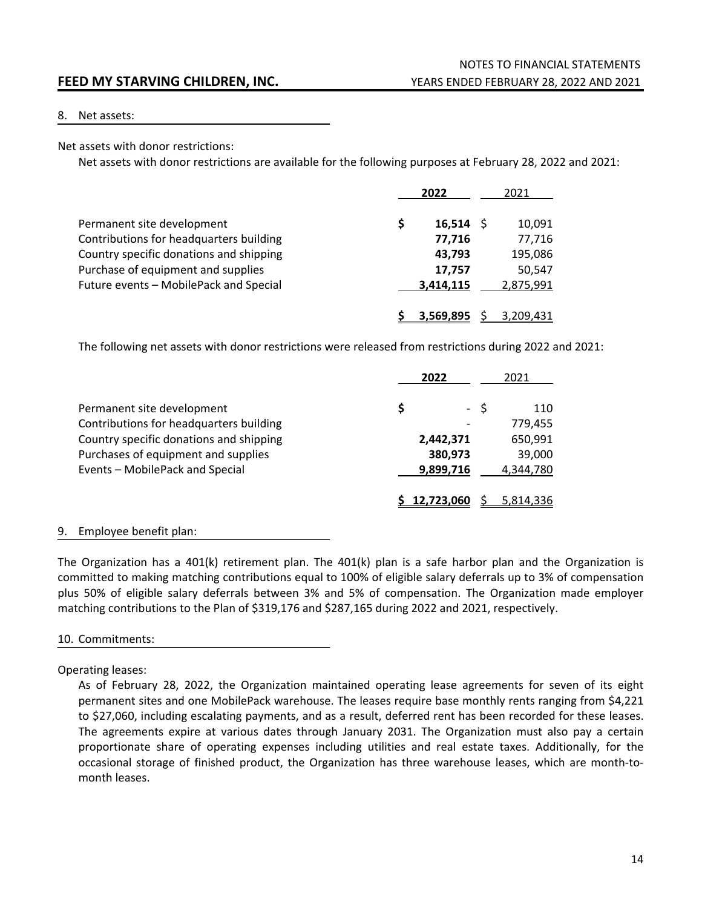## 8. Net assets:

Net assets with donor restrictions:

Net assets with donor restrictions are available for the following purposes at February 28, 2022 and 2021:

| | 2022 | 2021 |
|---|---|---|
| Permanent site development | $ 16,514 | $ 10,091 |
| Contributions for headquarters building | 77,716 | 77,716 |
| Country specific donations and shipping | 43,793 | 195,086 |
| Purchase of equipment and supplies | 17,757 | 50,547 |
| Future events – MobilePack and Special | 3,414,115 | 2,875,991 |
| | $ 3,569,895 | $ 3,209,431 |

The following net assets with donor restrictions were released from restrictions during 2022 and 2021:

| | 2022 | 2021 |
|---|---|---|
| Permanent site development | $ - | $ 110 |
| Contributions for headquarters building | - | 779,455 |
| Country specific donations and shipping | 2,442,371 | 650,991 |
| Purchases of equipment and supplies | 380,973 | 39,000 |
| Events – MobilePack and Special | 9,899,716 | 4,344,780 |
| | $ 12,723,060 | $ 5,814,336 |

## 9. Employee benefit plan:

The Organization has a 401(k) retirement plan. The 401(k) plan is a safe harbor plan and the Organization is committed to making matching contributions equal to 100% of eligible salary deferrals up to 3% of compensation plus 50% of eligible salary deferrals between 3% and 5% of compensation. The Organization made employer matching contributions to the Plan of $319,176 and $287,165 during 2022 and 2021, respectively.

## 10. Commitments:

Operating leases:

As of February 28, 2022, the Organization maintained operating lease agreements for seven of its eight permanent sites and one MobilePack warehouse. The leases require base monthly rents ranging from $4,221 to $27,060, including escalating payments, and as a result, deferred rent has been recorded for these leases. The agreements expire at various dates through January 2031. The Organization must also pay a certain proportionate share of operating expenses including utilities and real estate taxes. Additionally, for the occasional storage of finished product, the Organization has three warehouse leases, which are month-to-month leases.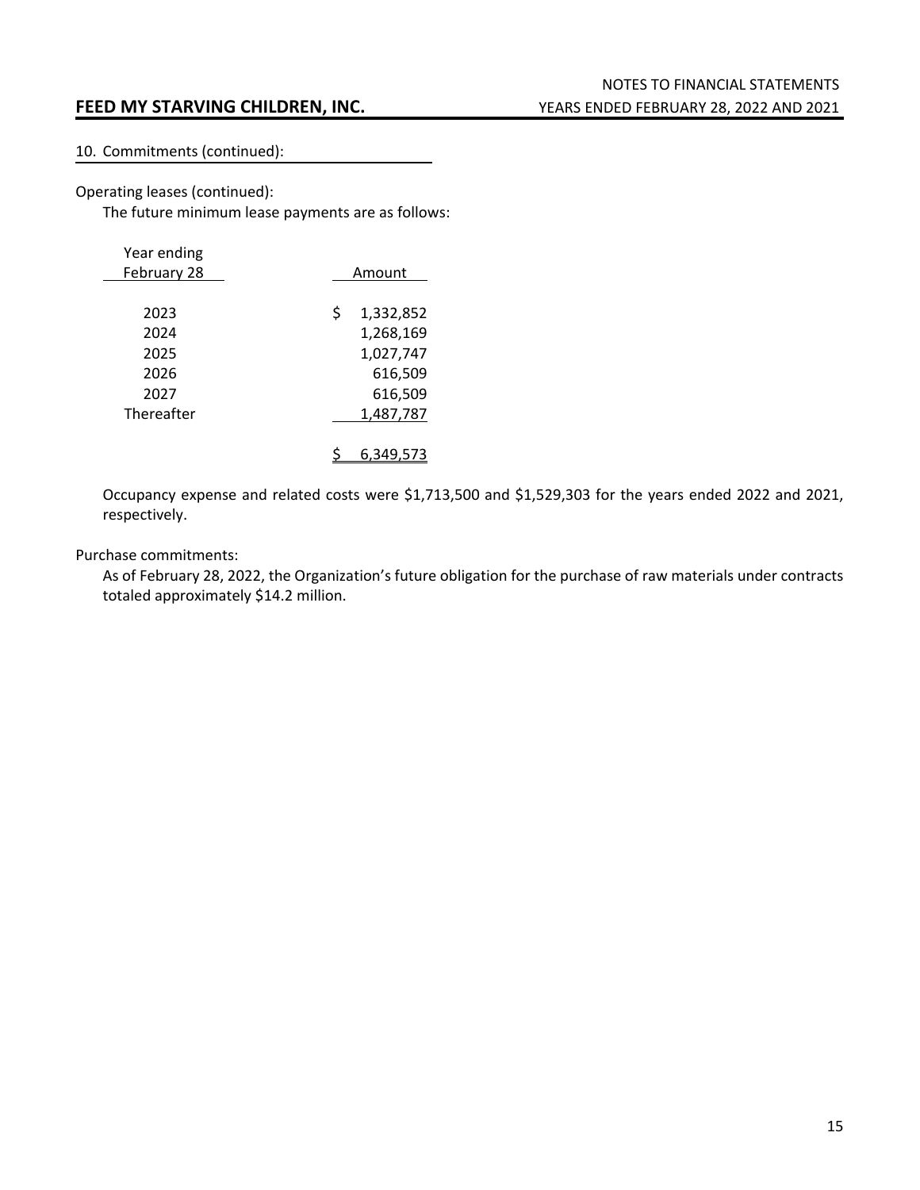10. Commitments (continued):

Operating leases (continued):

The future minimum lease payments are as follows:

| Year ending February 28 | Amount |
|---|---|
| 2023 | $ 1,332,852 |
| 2024 | 1,268,169 |
| 2025 | 1,027,747 |
| 2026 | 616,509 |
| 2027 | 616,509 |
| Thereafter | 1,487,787 |
| | $ 6,349,573 |

Occupancy expense and related costs were $1,713,500 and $1,529,303 for the years ended 2022 and 2021, respectively.

Purchase commitments:

As of February 28, 2022, the Organization's future obligation for the purchase of raw materials under contracts totaled approximately $14.2 million.